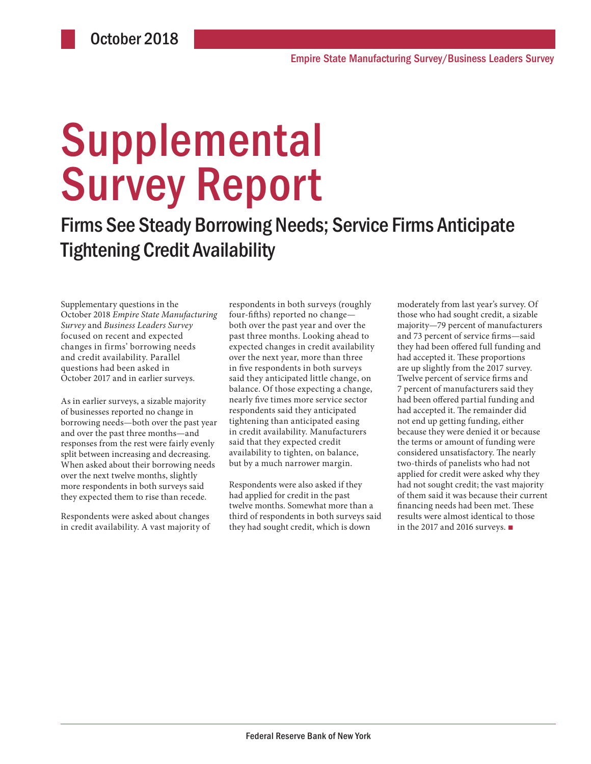October 2018

Empire State Manufacturing Survey/Business Leaders Survey

# Supplemental Survey Report

## Firms See Steady Borrowing Needs; Service Firms Anticipate Tightening Credit Availability

Supplementary questions in the October 2018 *Empire State Manufacturing Survey* and *Business Leaders Survey* focused on recent and expected changes in firms' borrowing needs and credit availability. Parallel questions had been asked in October 2017 and in earlier surveys.

As in earlier surveys, a sizable majority of businesses reported no change in borrowing needs—both over the past year and over the past three months—and responses from the rest were fairly evenly split between increasing and decreasing. When asked about their borrowing needs over the next twelve months, slightly more respondents in both surveys said they expected them to rise than recede.

Respondents were asked about changes in credit availability. A vast majority of respondents in both surveys (roughly four-fifths) reported no change—both over the past year and over the past three months. Looking ahead to expected changes in credit availability over the next year, more than three in five respondents in both surveys said they anticipated little change, on balance. Of those expecting a change, nearly five times more service sector respondents said they anticipated tightening than anticipated easing in credit availability. Manufacturers said that they expected credit availability to tighten, on balance, but by a much narrower margin.

Respondents were also asked if they had applied for credit in the past twelve months. Somewhat more than a third of respondents in both surveys said they had sought credit, which is down moderately from last year's survey. Of those who had sought credit, a sizable majority—79 percent of manufacturers and 73 percent of service firms—said they had been offered full funding and had accepted it. These proportions are up slightly from the 2017 survey. Twelve percent of service firms and 7 percent of manufacturers said they had been offered partial funding and had accepted it. The remainder did not end up getting funding, either because they were denied it or because the terms or amount of funding were considered unsatisfactory. The nearly two-thirds of panelists who had not applied for credit were asked why they had not sought credit; the vast majority of them said it was because their current financing needs had been met. These results were almost identical to those in the 2017 and 2016 surveys. ■

Federal Reserve Bank of New York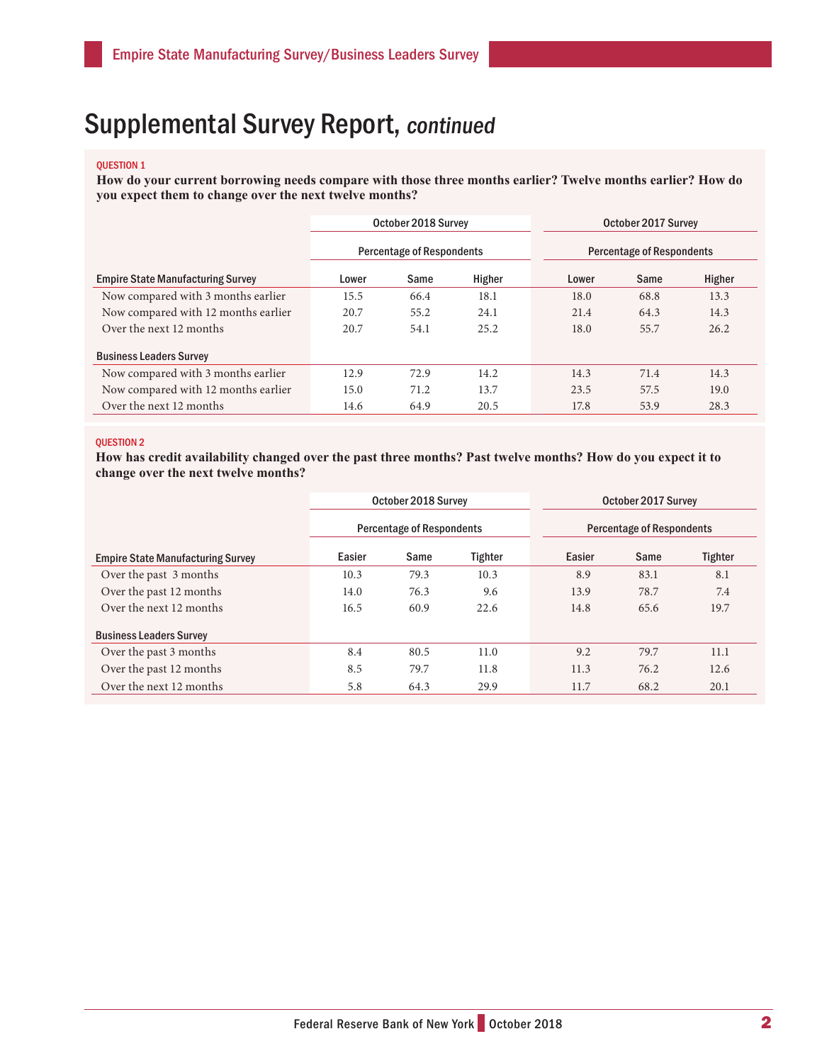# Supplemental Survey Report, *continued*

QUESTION 1

**How do your current borrowing needs compare with those three months earlier? Twelve months earlier? How do you expect them to change over the next twelve months?**

| | October 2018 Survey | | | October 2017 Survey | | |
|---|---|---|---|---|---|---|
| | Percentage of Respondents | | | Percentage of Respondents | | |
| **Empire State Manufacturing Survey** | Lower | Same | Higher | Lower | Same | Higher |
| Now compared with 3 months earlier | 15.5 | 66.4 | 18.1 | 18.0 | 68.8 | 13.3 |
| Now compared with 12 months earlier | 20.7 | 55.2 | 24.1 | 21.4 | 64.3 | 14.3 |
| Over the next 12 months | 20.7 | 54.1 | 25.2 | 18.0 | 55.7 | 26.2 |
| **Business Leaders Survey** | | | | | | |
| Now compared with 3 months earlier | 12.9 | 72.9 | 14.2 | 14.3 | 71.4 | 14.3 |
| Now compared with 12 months earlier | 15.0 | 71.2 | 13.7 | 23.5 | 57.5 | 19.0 |
| Over the next 12 months | 14.6 | 64.9 | 20.5 | 17.8 | 53.9 | 28.3 |

QUESTION 2

**How has credit availability changed over the past three months? Past twelve months? How do you expect it to change over the next twelve months?**

| | October 2018 Survey | | | October 2017 Survey | | |
|---|---|---|---|---|---|---|
| | Percentage of Respondents | | | Percentage of Respondents | | |
| **Empire State Manufacturing Survey** | Easier | Same | Tighter | Easier | Same | Tighter |
| Over the past 3 months | 10.3 | 79.3 | 10.3 | 8.9 | 83.1 | 8.1 |
| Over the past 12 months | 14.0 | 76.3 | 9.6 | 13.9 | 78.7 | 7.4 |
| Over the next 12 months | 16.5 | 60.9 | 22.6 | 14.8 | 65.6 | 19.7 |
| **Business Leaders Survey** | | | | | | |
| Over the past 3 months | 8.4 | 80.5 | 11.0 | 9.2 | 79.7 | 11.1 |
| Over the past 12 months | 8.5 | 79.7 | 11.8 | 11.3 | 76.2 | 12.6 |
| Over the next 12 months | 5.8 | 64.3 | 29.9 | 11.7 | 68.2 | 20.1 |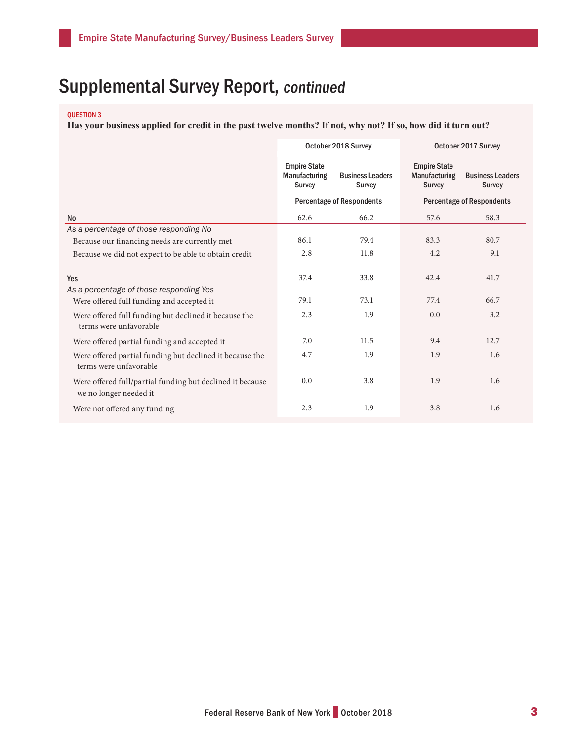# Supplemental Survey Report, *continued*

QUESTION 3

**Has your business applied for credit in the past twelve months? If not, why not? If so, how did it turn out?**

| | October 2018 Survey | | October 2017 Survey | |
|---|---|---|---|---|
| | Empire State Manufacturing Survey | Business Leaders Survey | Empire State Manufacturing Survey | Business Leaders Survey |
| | Percentage of Respondents | | Percentage of Respondents | |
| No | 62.6 | 66.2 | 57.6 | 58.3 |
| *As a percentage of those responding No* | | | | |
| Because our financing needs are currently met | 86.1 | 79.4 | 83.3 | 80.7 |
| Because we did not expect to be able to obtain credit | 2.8 | 11.8 | 4.2 | 9.1 |
| Yes | 37.4 | 33.8 | 42.4 | 41.7 |
| *As a percentage of those responding Yes* | | | | |
| Were offered full funding and accepted it | 79.1 | 73.1 | 77.4 | 66.7 |
| Were offered full funding but declined it because the terms were unfavorable | 2.3 | 1.9 | 0.0 | 3.2 |
| Were offered partial funding and accepted it | 7.0 | 11.5 | 9.4 | 12.7 |
| Were offered partial funding but declined it because the terms were unfavorable | 4.7 | 1.9 | 1.9 | 1.6 |
| Were offered full/partial funding but declined it because we no longer needed it | 0.0 | 3.8 | 1.9 | 1.6 |
| Were not offered any funding | 2.3 | 1.9 | 3.8 | 1.6 |